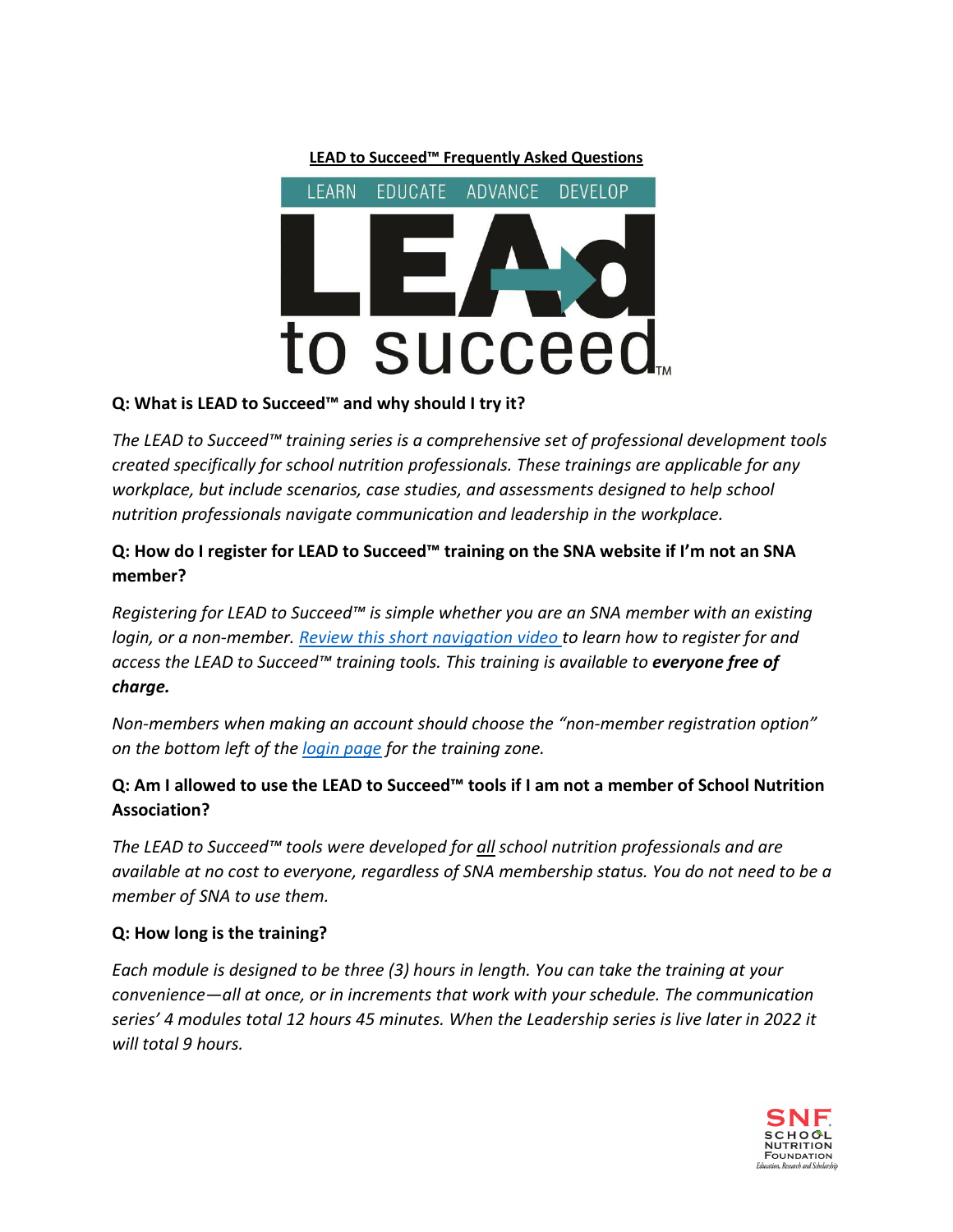# LEAD to Succeed™ Frequently Asked Questions

**Q: What is LEAD to Succeed™ and why should I try it?**

*The LEAD to Succeed™ training series is a comprehensive set of professional development tools created specifically for school nutrition professionals. These trainings are applicable for any workplace, but include scenarios, case studies, and assessments designed to help school nutrition professionals navigate communication and leadership in the workplace.*

**Q: How do I register for LEAD to Succeed™ training on the SNA website if I'm not an SNA member?**

*Registering for LEAD to Succeed™ is simple whether you are an SNA member with an existing login, or a non-member. [Review this short navigation video](#) to learn how to register for and access the LEAD to Succeed™ training tools. This training is available to* ***everyone free of charge.***

*Non-members when making an account should choose the "non-member registration option" on the bottom left of the [login page](#) for the training zone.*

**Q: Am I allowed to use the LEAD to Succeed™ tools if I am not a member of School Nutrition Association?**

*The LEAD to Succeed™ tools were developed for all school nutrition professionals and are available at no cost to everyone, regardless of SNA membership status. You do not need to be a member of SNA to use them.*

**Q: How long is the training?**

*Each module is designed to be three (3) hours in length. You can take the training at your convenience—all at once, or in increments that work with your schedule. The communication series' 4 modules total 12 hours 45 minutes. When the Leadership series is live later in 2022 it will total 9 hours.*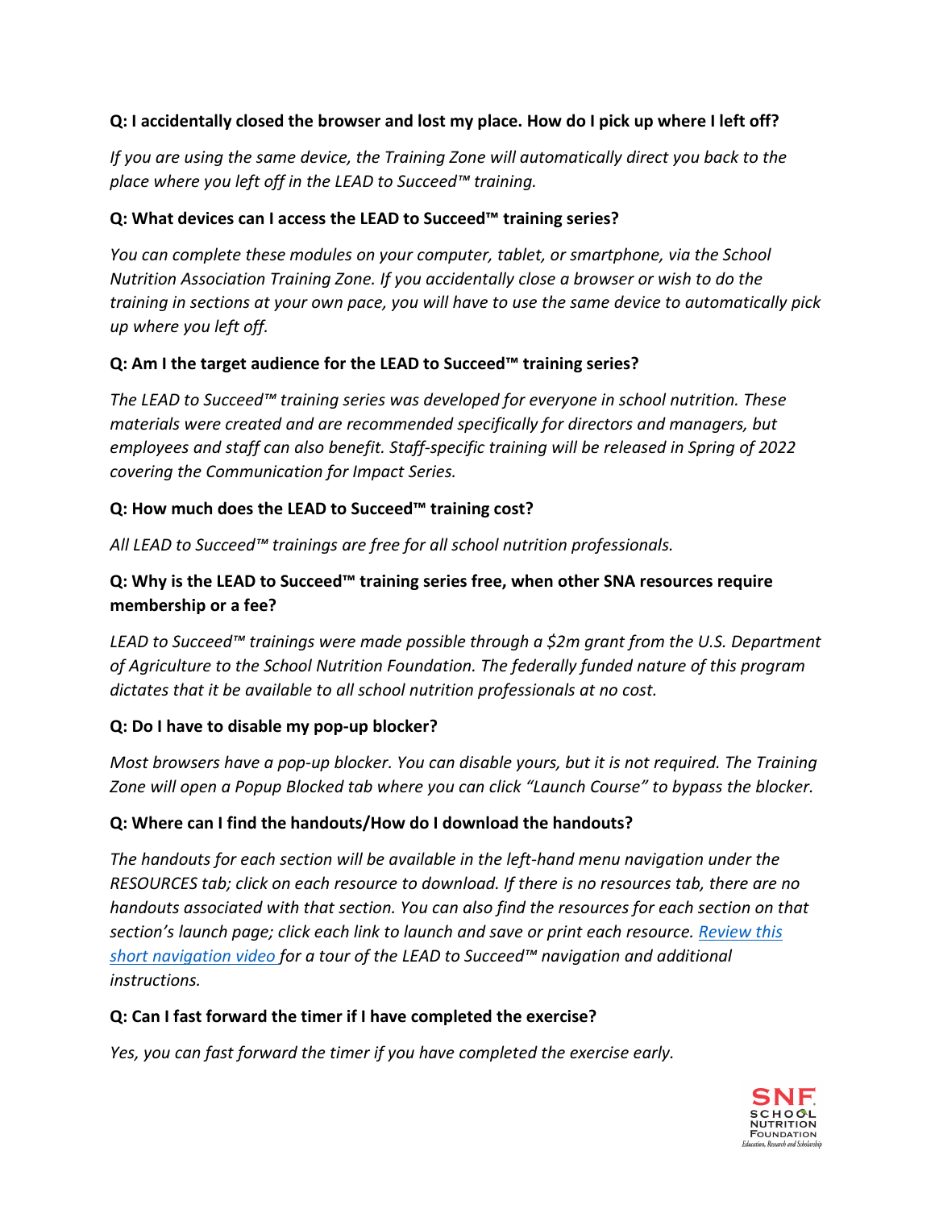**Q: I accidentally closed the browser and lost my place. How do I pick up where I left off?**

*If you are using the same device, the Training Zone will automatically direct you back to the place where you left off in the LEAD to Succeed™ training.*

**Q: What devices can I access the LEAD to Succeed™ training series?**

*You can complete these modules on your computer, tablet, or smartphone, via the School Nutrition Association Training Zone. If you accidentally close a browser or wish to do the training in sections at your own pace, you will have to use the same device to automatically pick up where you left off.*

**Q: Am I the target audience for the LEAD to Succeed™ training series?**

*The LEAD to Succeed™ training series was developed for everyone in school nutrition. These materials were created and are recommended specifically for directors and managers, but employees and staff can also benefit. Staff-specific training will be released in Spring of 2022 covering the Communication for Impact Series.*

**Q: How much does the LEAD to Succeed™ training cost?**

*All LEAD to Succeed™ trainings are free for all school nutrition professionals.*

**Q: Why is the LEAD to Succeed™ training series free, when other SNA resources require membership or a fee?**

*LEAD to Succeed™ trainings were made possible through a $2m grant from the U.S. Department of Agriculture to the School Nutrition Foundation. The federally funded nature of this program dictates that it be available to all school nutrition professionals at no cost.*

**Q: Do I have to disable my pop-up blocker?**

*Most browsers have a pop-up blocker. You can disable yours, but it is not required. The Training Zone will open a Popup Blocked tab where you can click "Launch Course" to bypass the blocker.*

**Q: Where can I find the handouts/How do I download the handouts?**

*The handouts for each section will be available in the left-hand menu navigation under the RESOURCES tab; click on each resource to download. If there is no resources tab, there are no handouts associated with that section. You can also find the resources for each section on that section's launch page; click each link to launch and save or print each resource. Review this short navigation video for a tour of the LEAD to Succeed™ navigation and additional instructions.*

**Q: Can I fast forward the timer if I have completed the exercise?**

*Yes, you can fast forward the timer if you have completed the exercise early.*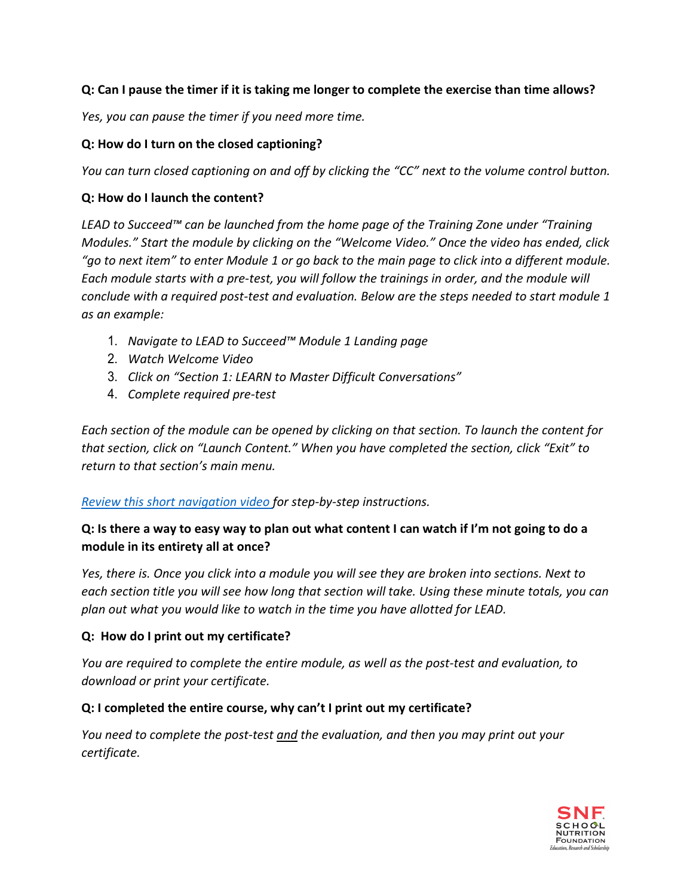**Q: Can I pause the timer if it is taking me longer to complete the exercise than time allows?**

*Yes, you can pause the timer if you need more time.*

**Q: How do I turn on the closed captioning?**

*You can turn closed captioning on and off by clicking the "CC" next to the volume control button.*

**Q: How do I launch the content?**

*LEAD to Succeed™ can be launched from the home page of the Training Zone under "Training Modules." Start the module by clicking on the "Welcome Video." Once the video has ended, click "go to next item" to enter Module 1 or go back to the main page to click into a different module. Each module starts with a pre-test, you will follow the trainings in order, and the module will conclude with a required post-test and evaluation. Below are the steps needed to start module 1 as an example:*

1. *Navigate to LEAD to Succeed™ Module 1 Landing page*
2. *Watch Welcome Video*
3. *Click on "Section 1: LEARN to Master Difficult Conversations"*
4. *Complete required pre-test*

*Each section of the module can be opened by clicking on that section. To launch the content for that section, click on "Launch Content." When you have completed the section, click "Exit" to return to that section's main menu.*

*Review this short navigation video for step-by-step instructions.*

**Q: Is there a way to easy way to plan out what content I can watch if I'm not going to do a module in its entirety all at once?**

*Yes, there is. Once you click into a module you will see they are broken into sections. Next to each section title you will see how long that section will take. Using these minute totals, you can plan out what you would like to watch in the time you have allotted for LEAD.*

**Q: How do I print out my certificate?**

*You are required to complete the entire module, as well as the post-test and evaluation, to download or print your certificate.*

**Q: I completed the entire course, why can't I print out my certificate?**

*You need to complete the post-test and the evaluation, and then you may print out your certificate.*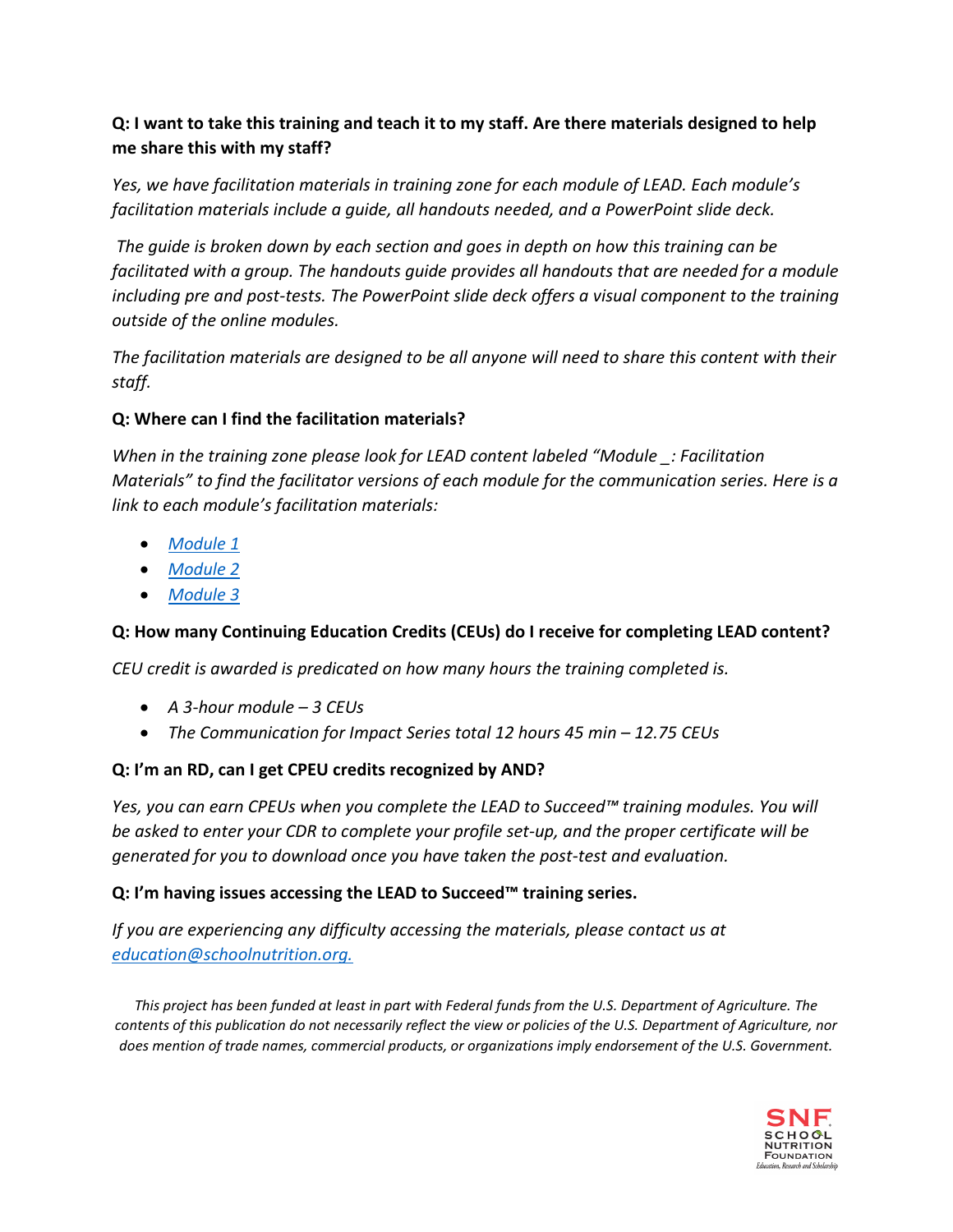**Q: I want to take this training and teach it to my staff. Are there materials designed to help me share this with my staff?**

*Yes, we have facilitation materials in training zone for each module of LEAD. Each module's facilitation materials include a guide, all handouts needed, and a PowerPoint slide deck.*

*The guide is broken down by each section and goes in depth on how this training can be facilitated with a group. The handouts guide provides all handouts that are needed for a module including pre and post-tests. The PowerPoint slide deck offers a visual component to the training outside of the online modules.*

*The facilitation materials are designed to be all anyone will need to share this content with their staff.*

**Q: Where can I find the facilitation materials?**

*When in the training zone please look for LEAD content labeled "Module _: Facilitation Materials" to find the facilitator versions of each module for the communication series. Here is a link to each module's facilitation materials:*

- *Module 1*
- *Module 2*
- *Module 3*

**Q: How many Continuing Education Credits (CEUs) do I receive for completing LEAD content?**

*CEU credit is awarded is predicated on how many hours the training completed is.*

- *A 3-hour module – 3 CEUs*
- *The Communication for Impact Series total 12 hours 45 min – 12.75 CEUs*

**Q: I'm an RD, can I get CPEU credits recognized by AND?**

*Yes, you can earn CPEUs when you complete the LEAD to Succeed™ training modules. You will be asked to enter your CDR to complete your profile set-up, and the proper certificate will be generated for you to download once you have taken the post-test and evaluation.*

**Q: I'm having issues accessing the LEAD to Succeed™ training series.**

*If you are experiencing any difficulty accessing the materials, please contact us at education@schoolnutrition.org.*

*This project has been funded at least in part with Federal funds from the U.S. Department of Agriculture. The contents of this publication do not necessarily reflect the view or policies of the U.S. Department of Agriculture, nor does mention of trade names, commercial products, or organizations imply endorsement of the U.S. Government.*

SNF SCHOOL NUTRITION FOUNDATION
Education, Research and Scholarship